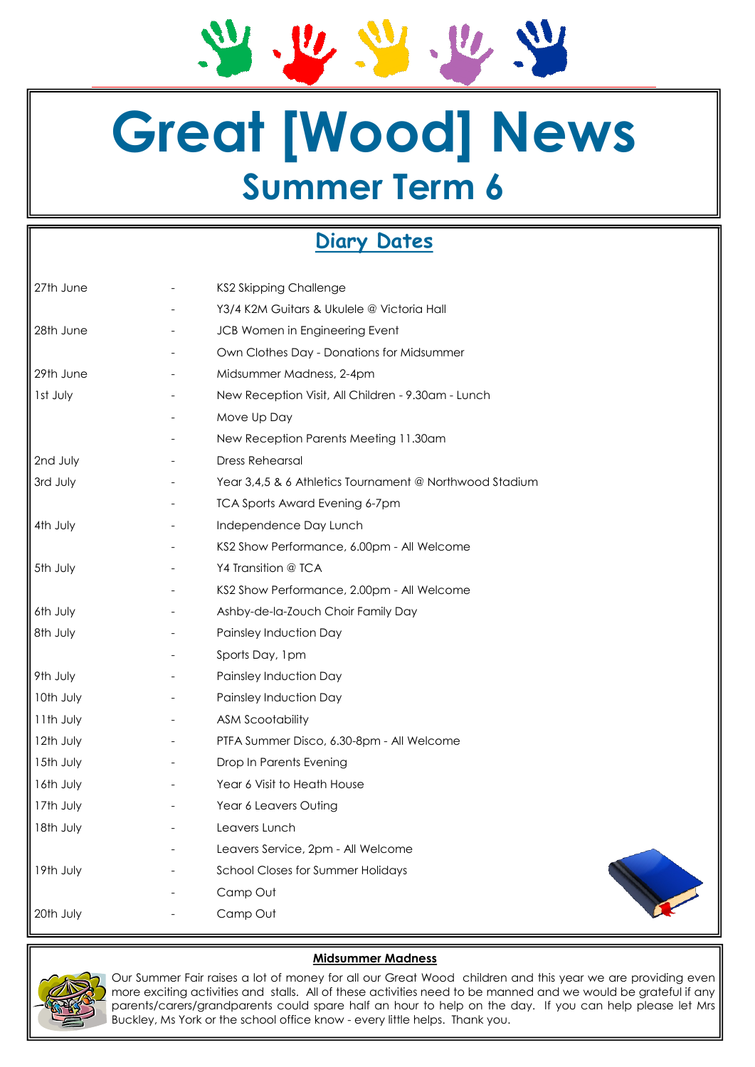# Great [Wood] News

## Summer Term 6

### Diary Dates

| | | |
|---|---|---|
| 27th June | - | KS2 Skipping Challenge |
| | - | Y3/4 K2M Guitars & Ukulele @ Victoria Hall |
| 28th June | - | JCB Women in Engineering Event |
| | - | Own Clothes Day - Donations for Midsummer |
| 29th June | - | Midsummer Madness, 2-4pm |
| 1st July | - | New Reception Visit, All Children - 9.30am - Lunch |
| | - | Move Up Day |
| | - | New Reception Parents Meeting 11.30am |
| 2nd July | - | Dress Rehearsal |
| 3rd July | - | Year 3,4,5 & 6 Athletics Tournament @ Northwood Stadium |
| | - | TCA Sports Award Evening 6-7pm |
| 4th July | - | Independence Day Lunch |
| | - | KS2 Show Performance, 6.00pm - All Welcome |
| 5th July | - | Y4 Transition @ TCA |
| | - | KS2 Show Performance, 2.00pm - All Welcome |
| 6th July | - | Ashby-de-la-Zouch Choir Family Day |
| 8th July | - | Painsley Induction Day |
| | - | Sports Day, 1pm |
| 9th July | - | Painsley Induction Day |
| 10th July | - | Painsley Induction Day |
| 11th July | - | ASM Scootability |
| 12th July | - | PTFA Summer Disco, 6.30-8pm - All Welcome |
| 15th July | - | Drop In Parents Evening |
| 16th July | - | Year 6 Visit to Heath House |
| 17th July | - | Year 6 Leavers Outing |
| 18th July | - | Leavers Lunch |
| | - | Leavers Service, 2pm - All Welcome |
| 19th July | - | School Closes for Summer Holidays |
| | - | Camp Out |
| 20th July | - | Camp Out |

**Midsummer Madness**

Our Summer Fair raises a lot of money for all our Great Wood children and this year we are providing even more exciting activities and stalls. All of these activities need to be manned and we would be grateful if any parents/carers/grandparents could spare half an hour to help on the day. If you can help please let Mrs Buckley, Ms York or the school office know - every little helps. Thank you.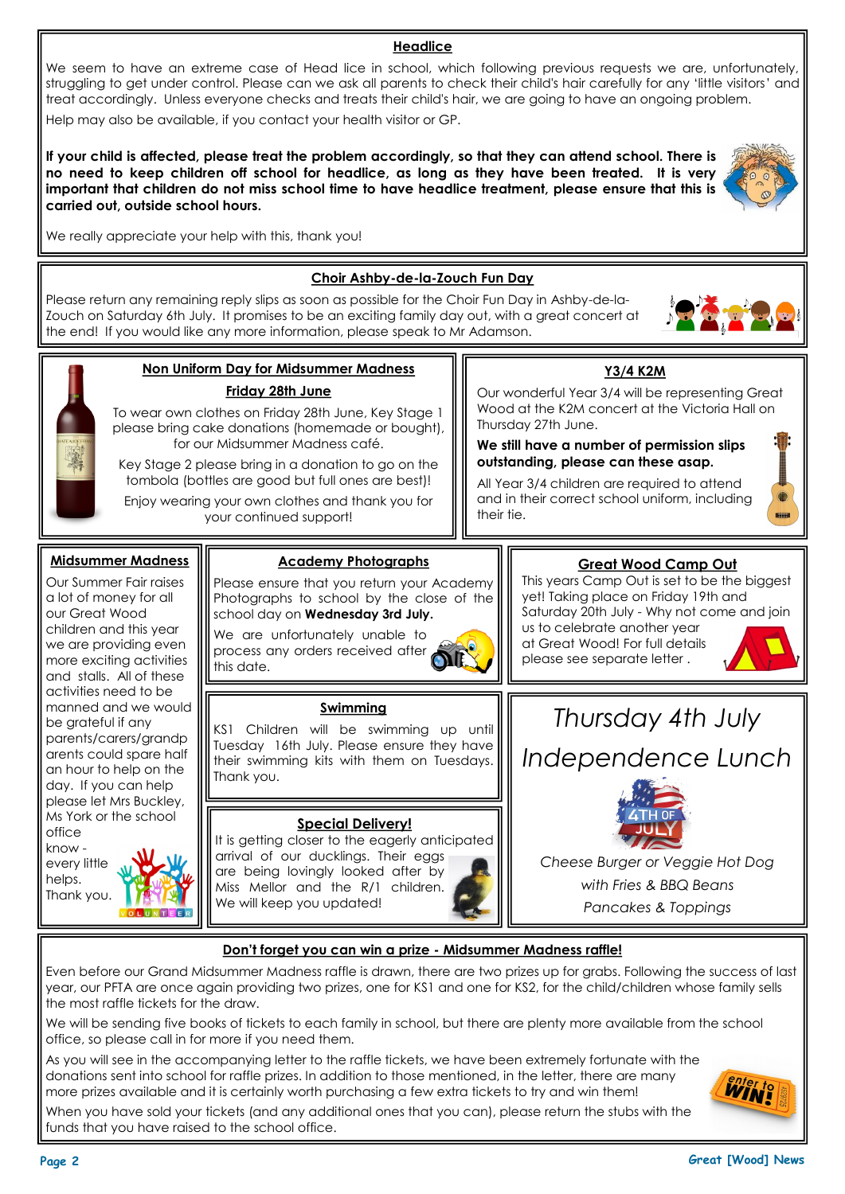## Headlice

We seem to have an extreme case of Head lice in school, which following previous requests we are, unfortunately, struggling to get under control. Please can we ask all parents to check their child's hair carefully for any 'little visitors' and treat accordingly. Unless everyone checks and treats their child's hair, we are going to have an ongoing problem.

Help may also be available, if you contact your health visitor or GP.

**If your child is affected, please treat the problem accordingly, so that they can attend school. There is no need to keep children off school for headlice, as long as they have been treated. It is very important that children do not miss school time to have headlice treatment, please ensure that this is carried out, outside school hours.**

We really appreciate your help with this, thank you!

## Choir Ashby-de-la-Zouch Fun Day

Please return any remaining reply slips as soon as possible for the Choir Fun Day in Ashby-de-la-Zouch on Saturday 6th July. It promises to be an exciting family day out, with a great concert at the end! If you would like any more information, please speak to Mr Adamson.

## Non Uniform Day for Midsummer Madness

### Friday 28th June

To wear own clothes on Friday 28th June, Key Stage 1 please bring cake donations (homemade or bought), for our Midsummer Madness café.

Key Stage 2 please bring in a donation to go on the tombola (bottles are good but full ones are best)!

Enjoy wearing your own clothes and thank you for your continued support!

## Y3/4 K2M

Our wonderful Year 3/4 will be representing Great Wood at the K2M concert at the Victoria Hall on Thursday 27th June.

**We still have a number of permission slips outstanding, please can these asap.**

All Year 3/4 children are required to attend and in their correct school uniform, including their tie.

## Midsummer Madness

Our Summer Fair raises a lot of money for all our Great Wood children and this year we are providing even more exciting activities and stalls. All of these activities need to be manned and we would be grateful if any parents/carers/grandparents could spare half an hour to help on the day. If you can help please let Mrs Buckley, Ms York or the school office know - every little helps. Thank you.

## Academy Photographs

Please ensure that you return your Academy Photographs to school by the close of the school day on **Wednesday 3rd July.**

We are unfortunately unable to process any orders received after this date.

## Great Wood Camp Out

This years Camp Out is set to be the biggest yet! Taking place on Friday 19th and Saturday 20th July - Why not come and join us to celebrate another year at Great Wood! For full details please see separate letter .

## Swimming

KS1 Children will be swimming up until Tuesday 16th July. Please ensure they have their swimming kits with them on Tuesdays. Thank you.

## Special Delivery!

It is getting closer to the eagerly anticipated arrival of our ducklings. Their eggs are being lovingly looked after by Miss Mellor and the R/1 children. We will keep you updated!

## *Thursday 4th July*

## *Independence Lunch*

*Cheese Burger or Veggie Hot Dog*

*with Fries & BBQ Beans*

*Pancakes & Toppings*

## Don't forget you can win a prize - Midsummer Madness raffle!

Even before our Grand Midsummer Madness raffle is drawn, there are two prizes up for grabs. Following the success of last year, our PFTA are once again providing two prizes, one for KS1 and one for KS2, for the child/children whose family sells the most raffle tickets for the draw.

We will be sending five books of tickets to each family in school, but there are plenty more available from the school office, so please call in for more if you need them.

As you will see in the accompanying letter to the raffle tickets, we have been extremely fortunate with the donations sent into school for raffle prizes. In addition to those mentioned, in the letter, there are many more prizes available and it is certainly worth purchasing a few extra tickets to try and win them!

When you have sold your tickets (and any additional ones that you can), please return the stubs with the funds that you have raised to the school office.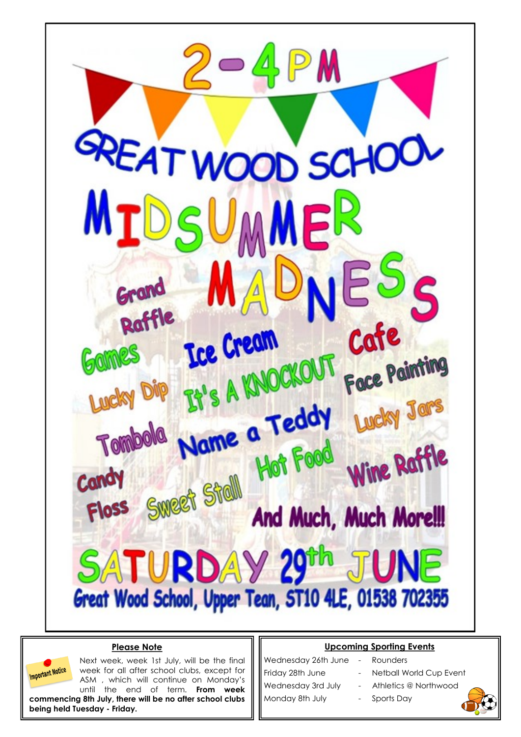# 2-4PM

## GREAT WOOD SCHOOL

# MIDSUMMER MADNESS

Grand Raffle

Games

Ice Cream

Cafe

Lucky Dip

It's A KNOCKOUT

Face Painting

Tombola

Name a Teddy

Lucky Jars

Candy Floss

Sweet Stall

Hot Food

Wine Raffle

And Much, Much More!!!

## SATURDAY 29th JUNE

Great Wood School, Upper Tean, ST10 4LE, 01538 702355

### Please Note

Important Notice

Next week, week 1st July, will be the final week for all after school clubs, except for ASM , which will continue on Monday's until the end of term. **From week commencing 8th July, there will be no after school clubs being held Tuesday - Friday.**

### Upcoming Sporting Events

| | | |
|---|---|---|
| Wednesday 26th June | - | Rounders |
| Friday 28th June | - | Netball World Cup Event |
| Wednesday 3rd July | - | Athletics @ Northwood |
| Monday 8th July | - | Sports Day |